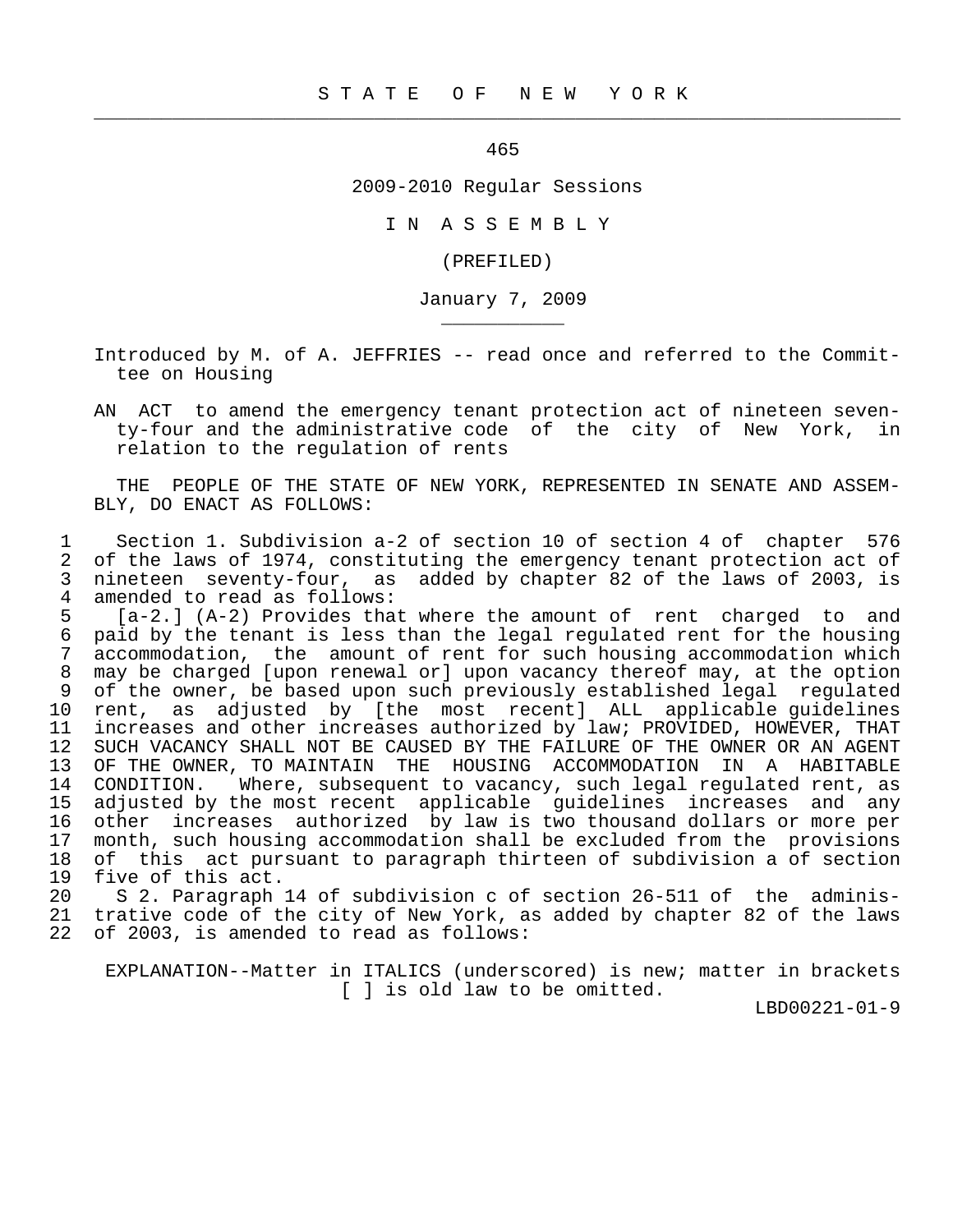S T A T E O F N E W Y O R K

465

2009-2010 Regular Sessions

I N A S S E M B L Y

(PREFILED)

January 7, 2009

Introduced by M. of A. JEFFRIES -- read once and referred to the Committee on Housing

AN ACT to amend the emergency tenant protection act of nineteen seventy-four and the administrative code of the city of New York, in relation to the regulation of rents

THE PEOPLE OF THE STATE OF NEW YORK, REPRESENTED IN SENATE AND ASSEMBLY, DO ENACT AS FOLLOWS:

1 Section 1. Subdivision a-2 of section 10 of section 4 of chapter 576
2 of the laws of 1974, constituting the emergency tenant protection act of
3 nineteen seventy-four, as added by chapter 82 of the laws of 2003, is
4 amended to read as follows:
5 [a-2.] (A-2) Provides that where the amount of rent charged to and
6 paid by the tenant is less than the legal regulated rent for the housing
7 accommodation, the amount of rent for such housing accommodation which
8 may be charged [upon renewal or] upon vacancy thereof may, at the option
9 of the owner, be based upon such previously established legal regulated
10 rent, as adjusted by [the most recent] ALL applicable guidelines
11 increases and other increases authorized by law; PROVIDED, HOWEVER, THAT
12 SUCH VACANCY SHALL NOT BE CAUSED BY THE FAILURE OF THE OWNER OR AN AGENT
13 OF THE OWNER, TO MAINTAIN THE HOUSING ACCOMMODATION IN A HABITABLE
14 CONDITION. Where, subsequent to vacancy, such legal regulated rent, as
15 adjusted by the most recent applicable guidelines increases and any
16 other increases authorized by law is two thousand dollars or more per
17 month, such housing accommodation shall be excluded from the provisions
18 of this act pursuant to paragraph thirteen of subdivision a of section
19 five of this act.
20 S 2. Paragraph 14 of subdivision c of section 26-511 of the adminis-
21 trative code of the city of New York, as added by chapter 82 of the laws
22 of 2003, is amended to read as follows:

EXPLANATION--Matter in ITALICS (underscored) is new; matter in brackets [ ] is old law to be omitted.

LBD00221-01-9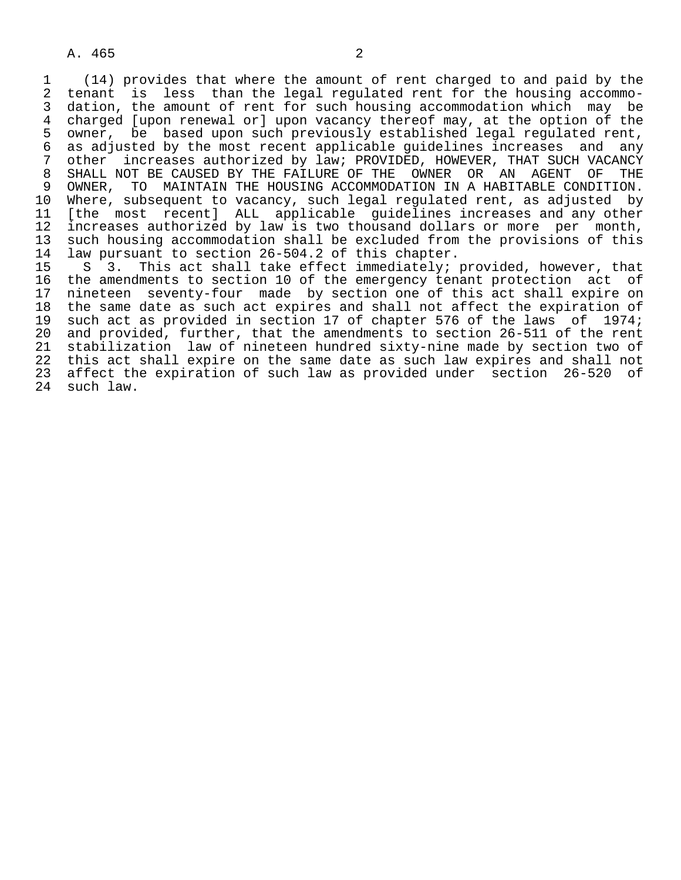(14) provides that where the amount of rent charged to and paid by the tenant is less than the legal regulated rent for the housing accommodation, the amount of rent for such housing accommodation which may be charged [upon renewal or] upon vacancy thereof may, at the option of the owner, be based upon such previously established legal regulated rent, as adjusted by the most recent applicable guidelines increases and any other increases authorized by law; PROVIDED, HOWEVER, THAT SUCH VACANCY SHALL NOT BE CAUSED BY THE FAILURE OF THE OWNER OR AN AGENT OF THE OWNER, TO MAINTAIN THE HOUSING ACCOMMODATION IN A HABITABLE CONDITION. Where, subsequent to vacancy, such legal regulated rent, as adjusted by [the most recent] ALL applicable guidelines increases and any other increases authorized by law is two thousand dollars or more per month, such housing accommodation shall be excluded from the provisions of this law pursuant to section 26-504.2 of this chapter.

S 3. This act shall take effect immediately; provided, however, that the amendments to section 10 of the emergency tenant protection act of nineteen seventy-four made by section one of this act shall expire on the same date as such act expires and shall not affect the expiration of such act as provided in section 17 of chapter 576 of the laws of 1974; and provided, further, that the amendments to section 26-511 of the rent stabilization law of nineteen hundred sixty-nine made by section two of this act shall expire on the same date as such law expires and shall not affect the expiration of such law as provided under section 26-520 of such law.